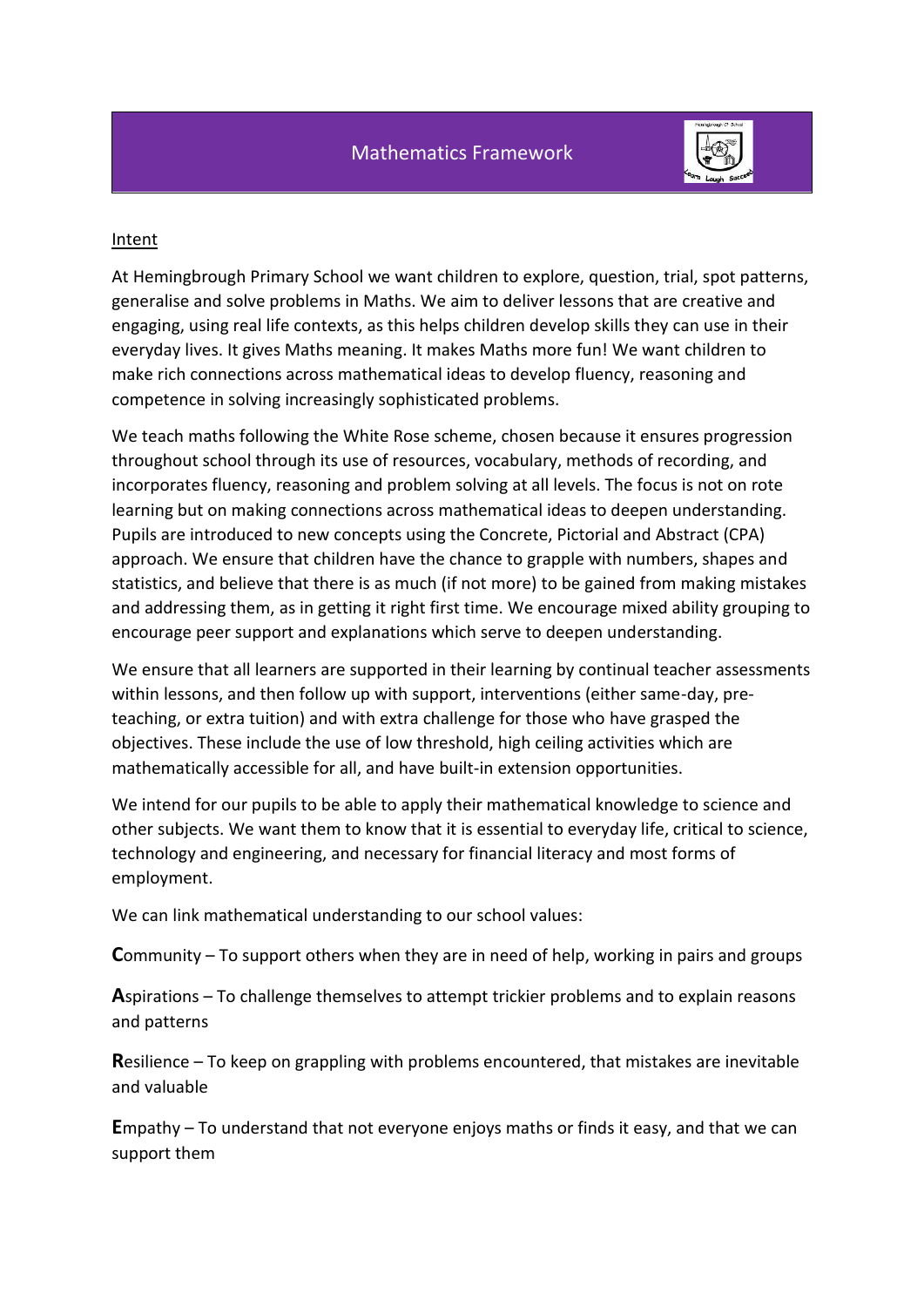# Mathematics Framework

## Intent

At Hemingbrough Primary School we want children to explore, question, trial, spot patterns, generalise and solve problems in Maths. We aim to deliver lessons that are creative and engaging, using real life contexts, as this helps children develop skills they can use in their everyday lives. It gives Maths meaning. It makes Maths more fun! We want children to make rich connections across mathematical ideas to develop fluency, reasoning and competence in solving increasingly sophisticated problems.

We teach maths following the White Rose scheme, chosen because it ensures progression throughout school through its use of resources, vocabulary, methods of recording, and incorporates fluency, reasoning and problem solving at all levels. The focus is not on rote learning but on making connections across mathematical ideas to deepen understanding. Pupils are introduced to new concepts using the Concrete, Pictorial and Abstract (CPA) approach. We ensure that children have the chance to grapple with numbers, shapes and statistics, and believe that there is as much (if not more) to be gained from making mistakes and addressing them, as in getting it right first time. We encourage mixed ability grouping to encourage peer support and explanations which serve to deepen understanding.

We ensure that all learners are supported in their learning by continual teacher assessments within lessons, and then follow up with support, interventions (either same-day, pre-teaching, or extra tuition) and with extra challenge for those who have grasped the objectives. These include the use of low threshold, high ceiling activities which are mathematically accessible for all, and have built-in extension opportunities.

We intend for our pupils to be able to apply their mathematical knowledge to science and other subjects. We want them to know that it is essential to everyday life, critical to science, technology and engineering, and necessary for financial literacy and most forms of employment.

We can link mathematical understanding to our school values:

**C**ommunity – To support others when they are in need of help, working in pairs and groups

**A**spirations – To challenge themselves to attempt trickier problems and to explain reasons and patterns

**R**esilience – To keep on grappling with problems encountered, that mistakes are inevitable and valuable

**E**mpathy – To understand that not everyone enjoys maths or finds it easy, and that we can support them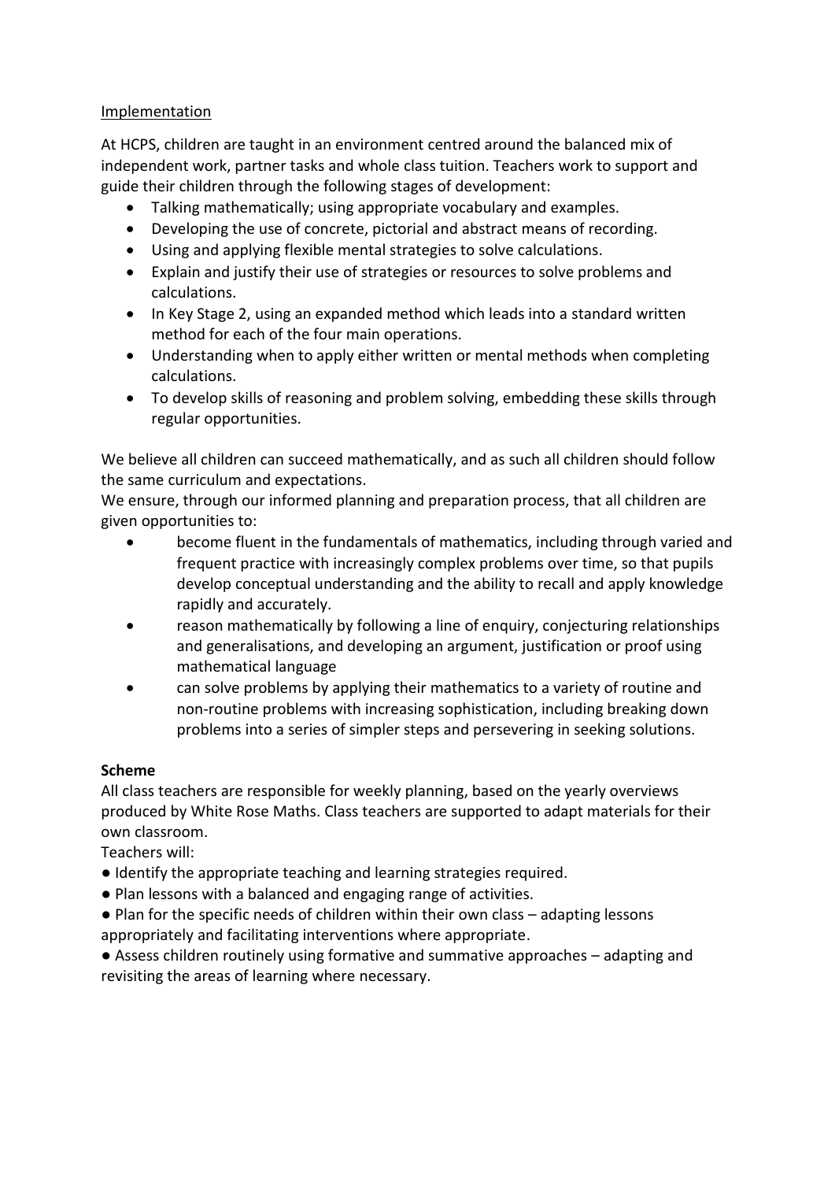## Implementation

At HCPS, children are taught in an environment centred around the balanced mix of independent work, partner tasks and whole class tuition. Teachers work to support and guide their children through the following stages of development:

- Talking mathematically; using appropriate vocabulary and examples.
- Developing the use of concrete, pictorial and abstract means of recording.
- Using and applying flexible mental strategies to solve calculations.
- Explain and justify their use of strategies or resources to solve problems and calculations.
- In Key Stage 2, using an expanded method which leads into a standard written method for each of the four main operations.
- Understanding when to apply either written or mental methods when completing calculations.
- To develop skills of reasoning and problem solving, embedding these skills through regular opportunities.

We believe all children can succeed mathematically, and as such all children should follow the same curriculum and expectations.

We ensure, through our informed planning and preparation process, that all children are given opportunities to:

- become fluent in the fundamentals of mathematics, including through varied and frequent practice with increasingly complex problems over time, so that pupils develop conceptual understanding and the ability to recall and apply knowledge rapidly and accurately.
- reason mathematically by following a line of enquiry, conjecturing relationships and generalisations, and developing an argument, justification or proof using mathematical language
- can solve problems by applying their mathematics to a variety of routine and non-routine problems with increasing sophistication, including breaking down problems into a series of simpler steps and persevering in seeking solutions.

**Scheme**

All class teachers are responsible for weekly planning, based on the yearly overviews produced by White Rose Maths. Class teachers are supported to adapt materials for their own classroom.

Teachers will:

- Identify the appropriate teaching and learning strategies required.
- Plan lessons with a balanced and engaging range of activities.
- Plan for the specific needs of children within their own class – adapting lessons appropriately and facilitating interventions where appropriate.
- Assess children routinely using formative and summative approaches – adapting and revisiting the areas of learning where necessary.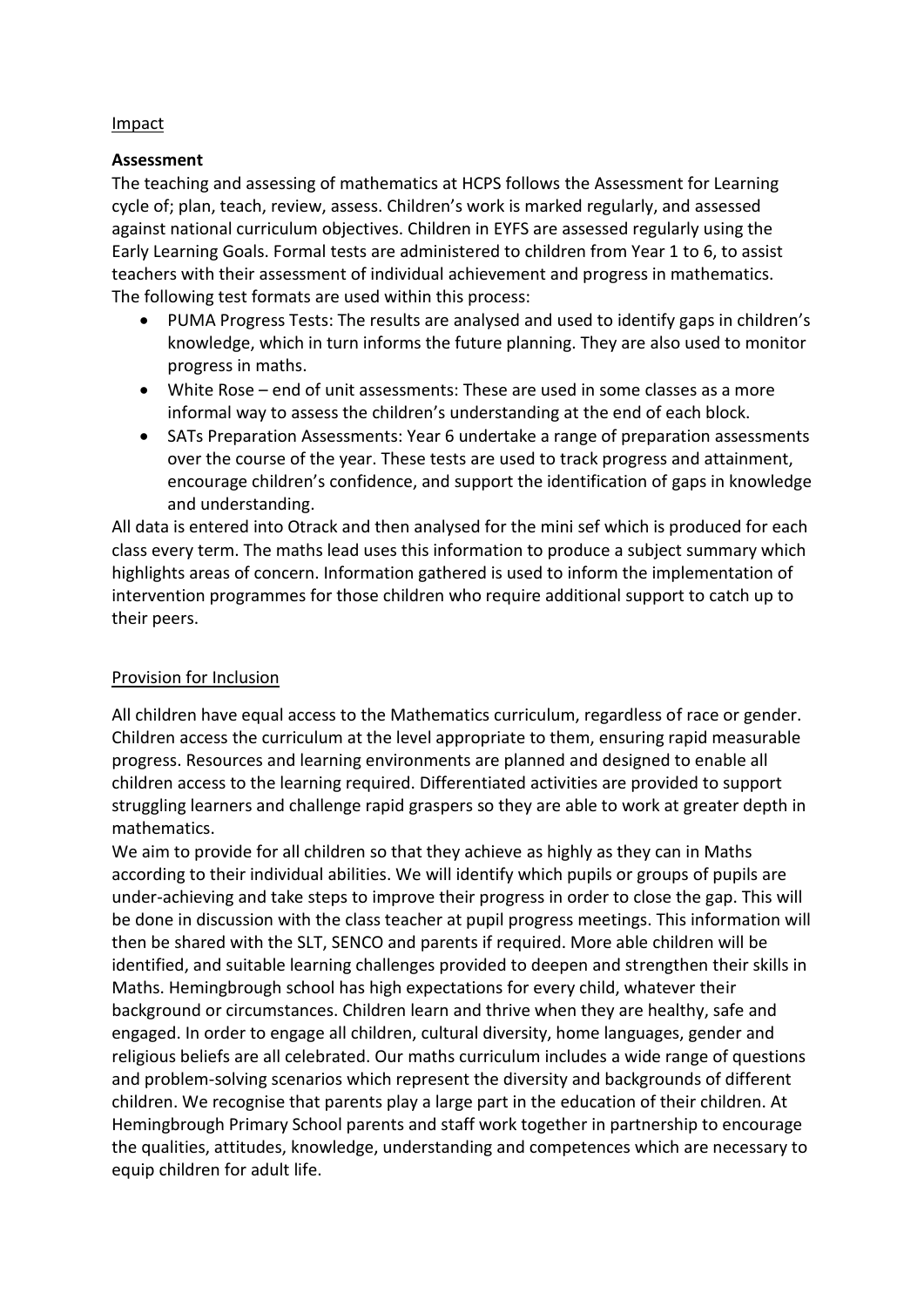## Impact

### Assessment

The teaching and assessing of mathematics at HCPS follows the Assessment for Learning cycle of; plan, teach, review, assess. Children's work is marked regularly, and assessed against national curriculum objectives. Children in EYFS are assessed regularly using the Early Learning Goals. Formal tests are administered to children from Year 1 to 6, to assist teachers with their assessment of individual achievement and progress in mathematics. The following test formats are used within this process:

- PUMA Progress Tests: The results are analysed and used to identify gaps in children's knowledge, which in turn informs the future planning. They are also used to monitor progress in maths.
- White Rose – end of unit assessments: These are used in some classes as a more informal way to assess the children's understanding at the end of each block.
- SATs Preparation Assessments: Year 6 undertake a range of preparation assessments over the course of the year. These tests are used to track progress and attainment, encourage children's confidence, and support the identification of gaps in knowledge and understanding.

All data is entered into Otrack and then analysed for the mini sef which is produced for each class every term. The maths lead uses this information to produce a subject summary which highlights areas of concern. Information gathered is used to inform the implementation of intervention programmes for those children who require additional support to catch up to their peers.

## Provision for Inclusion

All children have equal access to the Mathematics curriculum, regardless of race or gender. Children access the curriculum at the level appropriate to them, ensuring rapid measurable progress. Resources and learning environments are planned and designed to enable all children access to the learning required. Differentiated activities are provided to support struggling learners and challenge rapid graspers so they are able to work at greater depth in mathematics.

We aim to provide for all children so that they achieve as highly as they can in Maths according to their individual abilities. We will identify which pupils or groups of pupils are under-achieving and take steps to improve their progress in order to close the gap. This will be done in discussion with the class teacher at pupil progress meetings. This information will then be shared with the SLT, SENCO and parents if required. More able children will be identified, and suitable learning challenges provided to deepen and strengthen their skills in Maths. Hemingbrough school has high expectations for every child, whatever their background or circumstances. Children learn and thrive when they are healthy, safe and engaged. In order to engage all children, cultural diversity, home languages, gender and religious beliefs are all celebrated. Our maths curriculum includes a wide range of questions and problem-solving scenarios which represent the diversity and backgrounds of different children. We recognise that parents play a large part in the education of their children. At Hemingbrough Primary School parents and staff work together in partnership to encourage the qualities, attitudes, knowledge, understanding and competences which are necessary to equip children for adult life.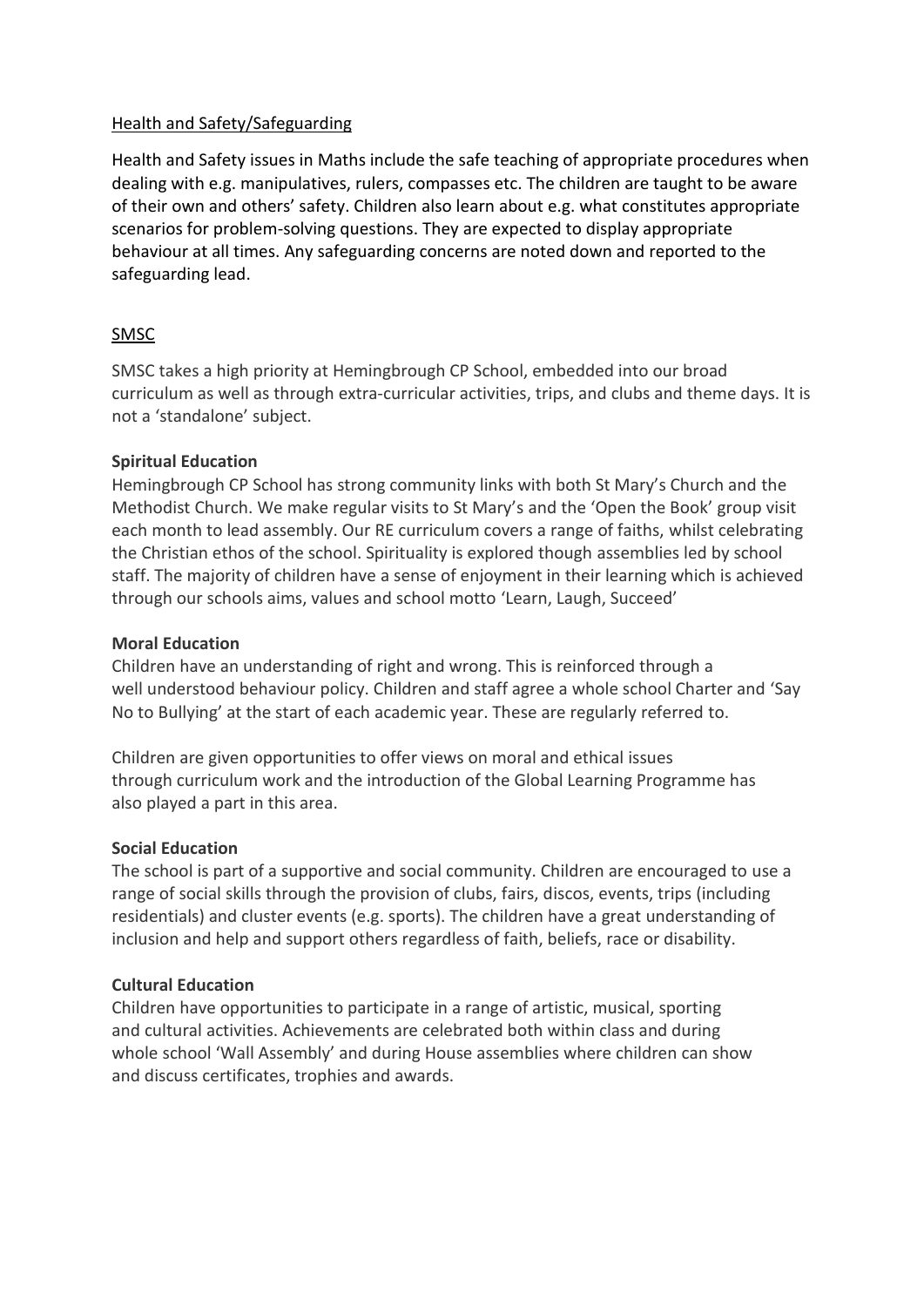## Health and Safety/Safeguarding

Health and Safety issues in Maths include the safe teaching of appropriate procedures when dealing with e.g. manipulatives, rulers, compasses etc. The children are taught to be aware of their own and others' safety. Children also learn about e.g. what constitutes appropriate scenarios for problem-solving questions. They are expected to display appropriate behaviour at all times. Any safeguarding concerns are noted down and reported to the safeguarding lead.

## SMSC

SMSC takes a high priority at Hemingbrough CP School, embedded into our broad curriculum as well as through extra-curricular activities, trips, and clubs and theme days. It is not a 'standalone' subject.

**Spiritual Education**

Hemingbrough CP School has strong community links with both St Mary's Church and the Methodist Church. We make regular visits to St Mary's and the 'Open the Book' group visit each month to lead assembly. Our RE curriculum covers a range of faiths, whilst celebrating the Christian ethos of the school. Spirituality is explored though assemblies led by school staff. The majority of children have a sense of enjoyment in their learning which is achieved through our schools aims, values and school motto 'Learn, Laugh, Succeed'

**Moral Education**

Children have an understanding of right and wrong. This is reinforced through a well understood behaviour policy. Children and staff agree a whole school Charter and 'Say No to Bullying' at the start of each academic year. These are regularly referred to.

Children are given opportunities to offer views on moral and ethical issues through curriculum work and the introduction of the Global Learning Programme has also played a part in this area.

**Social Education**

The school is part of a supportive and social community. Children are encouraged to use a range of social skills through the provision of clubs, fairs, discos, events, trips (including residentials) and cluster events (e.g. sports). The children have a great understanding of inclusion and help and support others regardless of faith, beliefs, race or disability.

**Cultural Education**

Children have opportunities to participate in a range of artistic, musical, sporting and cultural activities. Achievements are celebrated both within class and during whole school 'Wall Assembly' and during House assemblies where children can show and discuss certificates, trophies and awards.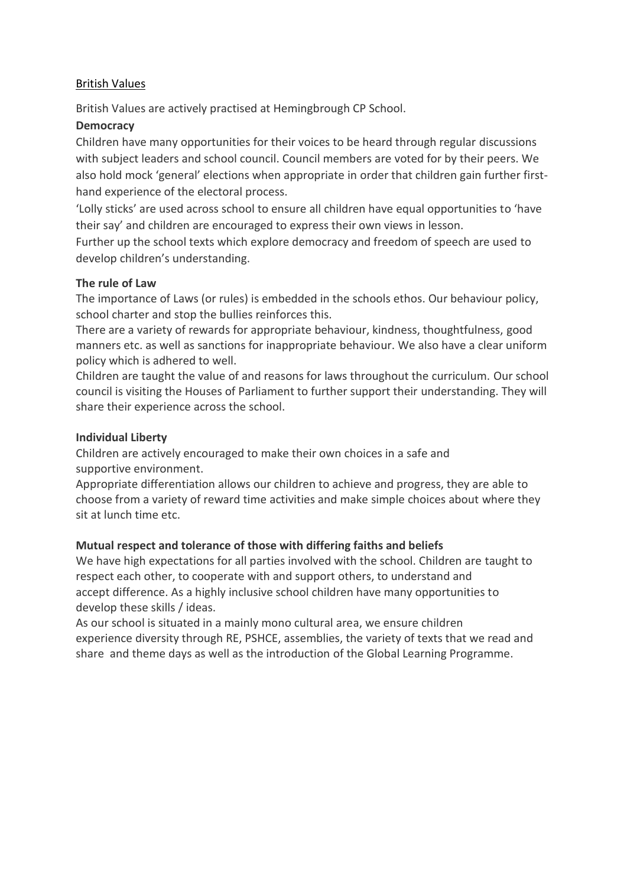British Values

British Values are actively practised at Hemingbrough CP School.

**Democracy**

Children have many opportunities for their voices to be heard through regular discussions with subject leaders and school council. Council members are voted for by their peers. We also hold mock 'general' elections when appropriate in order that children gain further first-hand experience of the electoral process.

'Lolly sticks' are used across school to ensure all children have equal opportunities to 'have their say' and children are encouraged to express their own views in lesson.

Further up the school texts which explore democracy and freedom of speech are used to develop children's understanding.

**The rule of Law**

The importance of Laws (or rules) is embedded in the schools ethos. Our behaviour policy, school charter and stop the bullies reinforces this.

There are a variety of rewards for appropriate behaviour, kindness, thoughtfulness, good manners etc. as well as sanctions for inappropriate behaviour. We also have a clear uniform policy which is adhered to well.

Children are taught the value of and reasons for laws throughout the curriculum. Our school council is visiting the Houses of Parliament to further support their understanding. They will share their experience across the school.

**Individual Liberty**

Children are actively encouraged to make their own choices in a safe and supportive environment.

Appropriate differentiation allows our children to achieve and progress, they are able to choose from a variety of reward time activities and make simple choices about where they sit at lunch time etc.

**Mutual respect and tolerance of those with differing faiths and beliefs**

We have high expectations for all parties involved with the school. Children are taught to respect each other, to cooperate with and support others, to understand and accept difference. As a highly inclusive school children have many opportunities to develop these skills / ideas.

As our school is situated in a mainly mono cultural area, we ensure children experience diversity through RE, PSHCE, assemblies, the variety of texts that we read and share and theme days as well as the introduction of the Global Learning Programme.